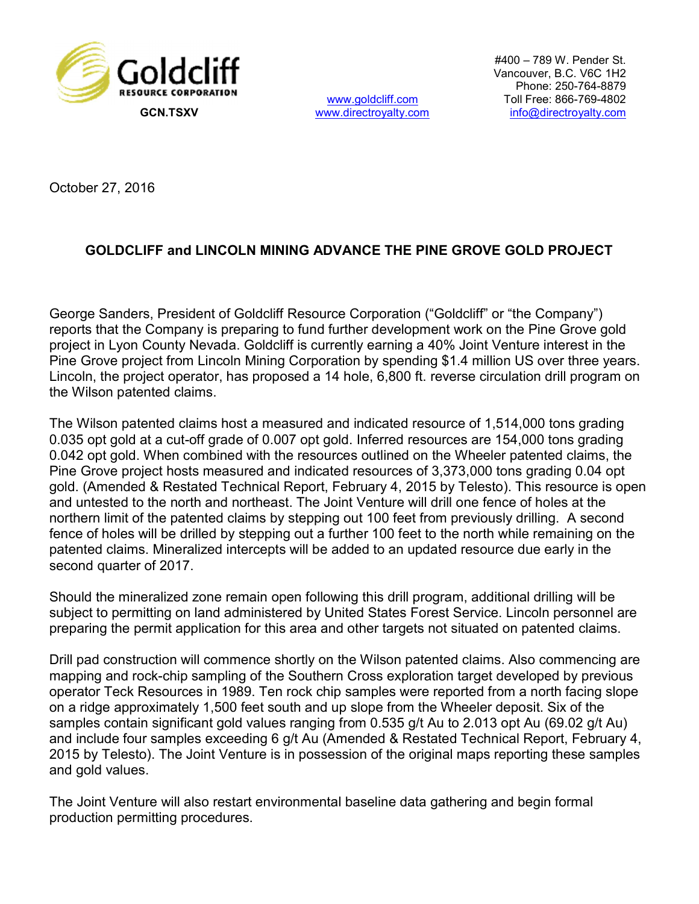Goldcliff RESOURCE CORPORATION

**GCN.TSXV**

www.goldcliff.com
www.directroyalty.com

#400 – 789 W. Pender St.
Vancouver, B.C. V6C 1H2
Phone: 250-764-8879
Toll Free: 866-769-4802
info@directroyalty.com

October 27, 2016

## GOLDCLIFF and LINCOLN MINING ADVANCE THE PINE GROVE GOLD PROJECT

George Sanders, President of Goldcliff Resource Corporation ("Goldcliff" or "the Company") reports that the Company is preparing to fund further development work on the Pine Grove gold project in Lyon County Nevada. Goldcliff is currently earning a 40% Joint Venture interest in the Pine Grove project from Lincoln Mining Corporation by spending $1.4 million US over three years. Lincoln, the project operator, has proposed a 14 hole, 6,800 ft. reverse circulation drill program on the Wilson patented claims.

The Wilson patented claims host a measured and indicated resource of 1,514,000 tons grading 0.035 opt gold at a cut-off grade of 0.007 opt gold. Inferred resources are 154,000 tons grading 0.042 opt gold. When combined with the resources outlined on the Wheeler patented claims, the Pine Grove project hosts measured and indicated resources of 3,373,000 tons grading 0.04 opt gold. (Amended & Restated Technical Report, February 4, 2015 by Telesto). This resource is open and untested to the north and northeast. The Joint Venture will drill one fence of holes at the northern limit of the patented claims by stepping out 100 feet from previously drilling. A second fence of holes will be drilled by stepping out a further 100 feet to the north while remaining on the patented claims. Mineralized intercepts will be added to an updated resource due early in the second quarter of 2017.

Should the mineralized zone remain open following this drill program, additional drilling will be subject to permitting on land administered by United States Forest Service. Lincoln personnel are preparing the permit application for this area and other targets not situated on patented claims.

Drill pad construction will commence shortly on the Wilson patented claims. Also commencing are mapping and rock-chip sampling of the Southern Cross exploration target developed by previous operator Teck Resources in 1989. Ten rock chip samples were reported from a north facing slope on a ridge approximately 1,500 feet south and up slope from the Wheeler deposit. Six of the samples contain significant gold values ranging from 0.535 g/t Au to 2.013 opt Au (69.02 g/t Au) and include four samples exceeding 6 g/t Au (Amended & Restated Technical Report, February 4, 2015 by Telesto). The Joint Venture is in possession of the original maps reporting these samples and gold values.

The Joint Venture will also restart environmental baseline data gathering and begin formal production permitting procedures.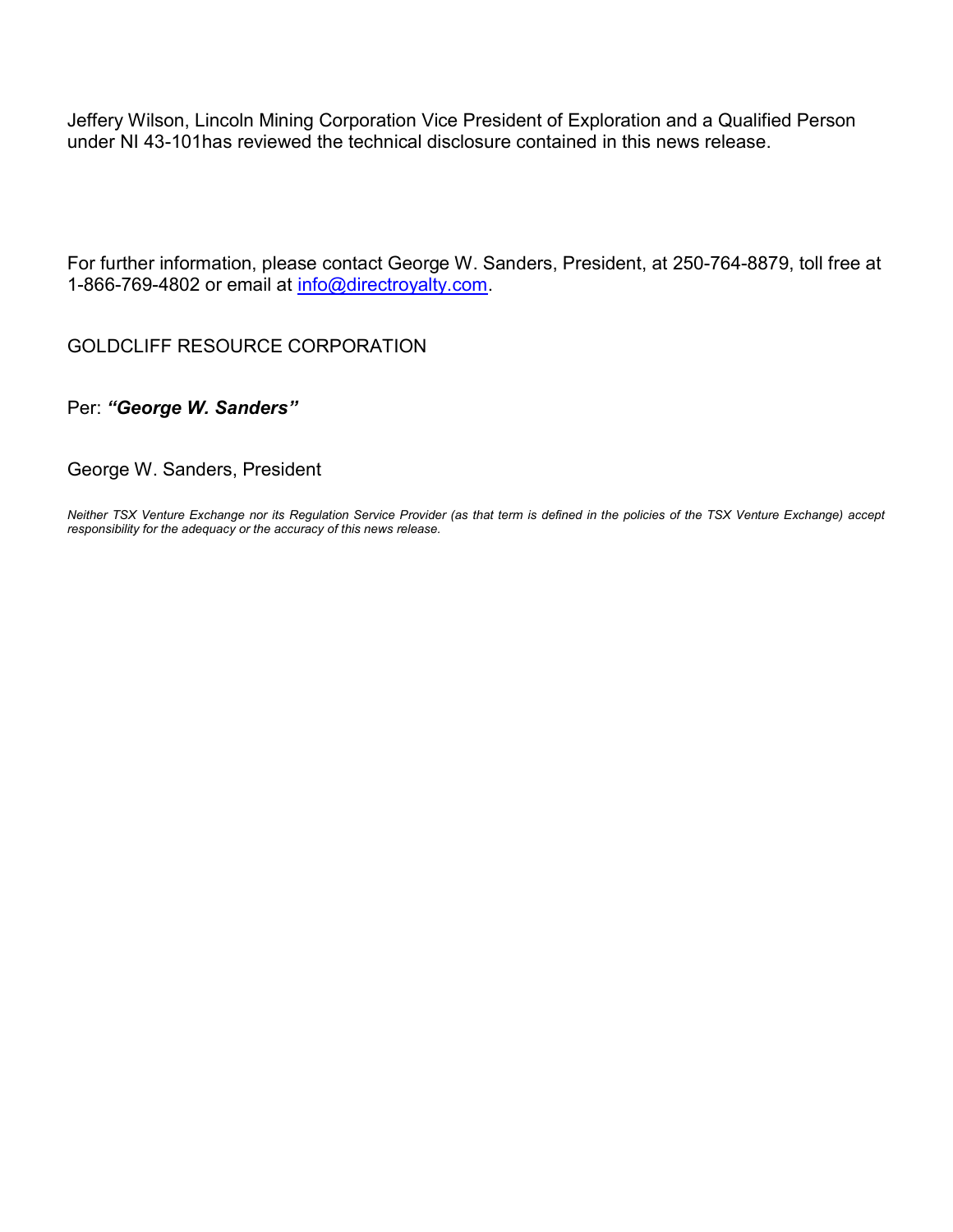Jeffery Wilson, Lincoln Mining Corporation Vice President of Exploration and a Qualified Person under NI 43-101has reviewed the technical disclosure contained in this news release.

For further information, please contact George W. Sanders, President, at 250-764-8879, toll free at 1-866-769-4802 or email at info@directroyalty.com.

GOLDCLIFF RESOURCE CORPORATION

Per: ***"George W. Sanders"***

George W. Sanders, President

*Neither TSX Venture Exchange nor its Regulation Service Provider (as that term is defined in the policies of the TSX Venture Exchange) accept responsibility for the adequacy or the accuracy of this news release.*